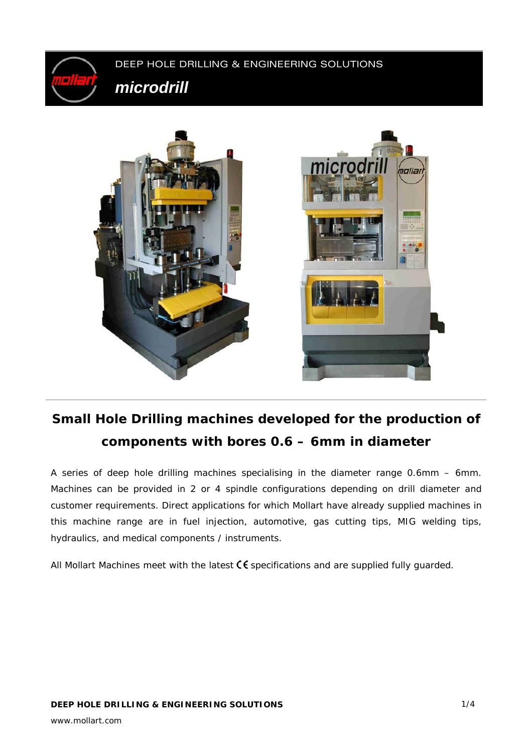DEEP HOLE DRILLING & ENGINEERING SOLUTIONS

# microdrill

## Small Hole Drilling machines developed for the production of components with bores 0.6 – 6mm in diameter

A series of deep hole drilling machines specialising in the diameter range 0.6mm – 6mm. Machines can be provided in 2 or 4 spindle configurations depending on drill diameter and customer requirements. Direct applications for which Mollart have already supplied machines in this machine range are in fuel injection, automotive, gas cutting tips, MIG welding tips, hydraulics, and medical components / instruments.

All Mollart Machines meet with the latest CE specifications and are supplied fully guarded.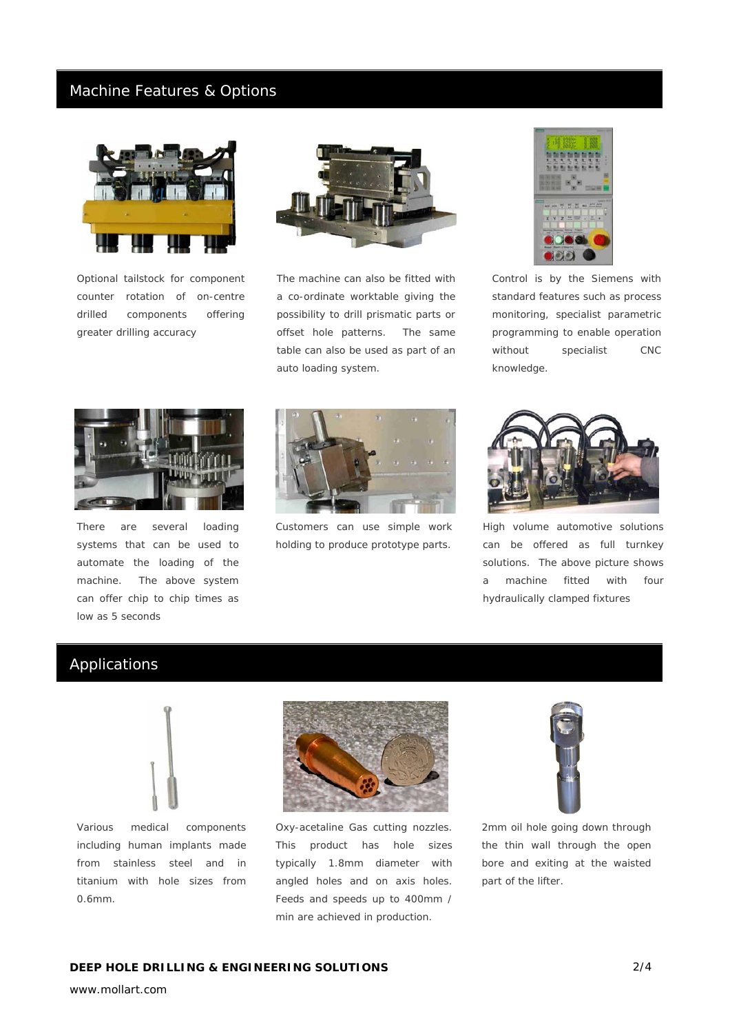## Machine Features & Options

Optional tailstock for component counter rotation of on-centre drilled components offering greater drilling accuracy

The machine can also be fitted with a co-ordinate worktable giving the possibility to drill prismatic parts or offset hole patterns. The same table can also be used as part of an auto loading system.

Control is by the Siemens with standard features such as process monitoring, specialist parametric programming to enable operation without specialist CNC knowledge.

There are several loading systems that can be used to automate the loading of the machine. The above system can offer chip to chip times as low as 5 seconds

Customers can use simple work holding to produce prototype parts.

High volume automotive solutions can be offered as full turnkey solutions. The above picture shows a machine fitted with four hydraulically clamped fixtures

## Applications

Various medical components including human implants made from stainless steel and in titanium with hole sizes from 0.6mm.

Oxy-acetaline Gas cutting nozzles. This product has hole sizes typically 1.8mm diameter with angled holes and on axis holes. Feeds and speeds up to 400mm / min are achieved in production.

2mm oil hole going down through the thin wall through the open bore and exiting at the waisted part of the lifter.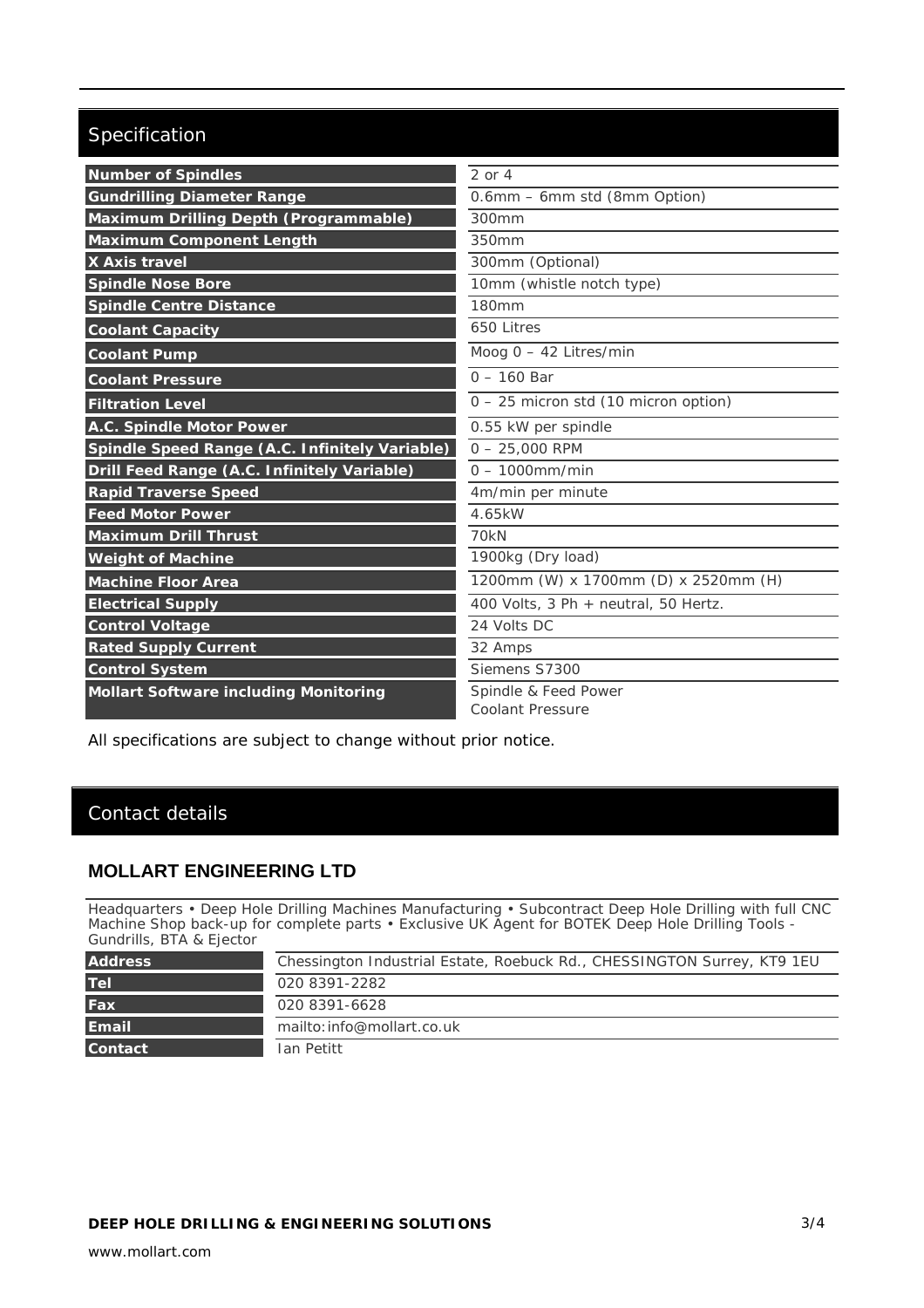## Specification

| | |
|---|---|
| **Number of Spindles** | 2 or 4 |
| **Gundrilling Diameter Range** | 0.6mm – 6mm std (8mm Option) |
| **Maximum Drilling Depth (Programmable)** | 300mm |
| **Maximum Component Length** | 350mm |
| **X Axis travel** | 300mm (Optional) |
| **Spindle Nose Bore** | 10mm (whistle notch type) |
| **Spindle Centre Distance** | 180mm |
| **Coolant Capacity** | 650 Litres |
| **Coolant Pump** | Moog 0 – 42 Litres/min |
| **Coolant Pressure** | 0 – 160 Bar |
| **Filtration Level** | 0 – 25 micron std (10 micron option) |
| **A.C. Spindle Motor Power** | 0.55 kW per spindle |
| **Spindle Speed Range (A.C. Infinitely Variable)** | 0 – 25,000 RPM |
| **Drill Feed Range (A.C. Infinitely Variable)** | 0 – 1000mm/min |
| **Rapid Traverse Speed** | 4m/min per minute |
| **Feed Motor Power** | 4.65kW |
| **Maximum Drill Thrust** | 70kN |
| **Weight of Machine** | 1900kg (Dry load) |
| **Machine Floor Area** | 1200mm (W) x 1700mm (D) x 2520mm (H) |
| **Electrical Supply** | 400 Volts, 3 Ph + neutral, 50 Hertz. |
| **Control Voltage** | 24 Volts DC |
| **Rated Supply Current** | 32 Amps |
| **Control System** | Siemens S7300 |
| **Mollart Software including Monitoring** | Spindle & Feed Power<br>Coolant Pressure |

All specifications are subject to change without prior notice.

## Contact details

### MOLLART ENGINEERING LTD

Headquarters • Deep Hole Drilling Machines Manufacturing • Subcontract Deep Hole Drilling with full CNC Machine Shop back-up for complete parts • Exclusive UK Agent for BOTEK Deep Hole Drilling Tools - Gundrills, BTA & Ejector

| | |
|---|---|
| **Address** | Chessington Industrial Estate, Roebuck Rd., CHESSINGTON Surrey, KT9 1EU |
| **Tel** | 020 8391-2282 |
| **Fax** | 020 8391-6628 |
| **Email** | mailto:info@mollart.co.uk |
| **Contact** | Ian Petitt |

**DEEP HOLE DRILLING & ENGINEERING SOLUTIONS**

www.mollart.com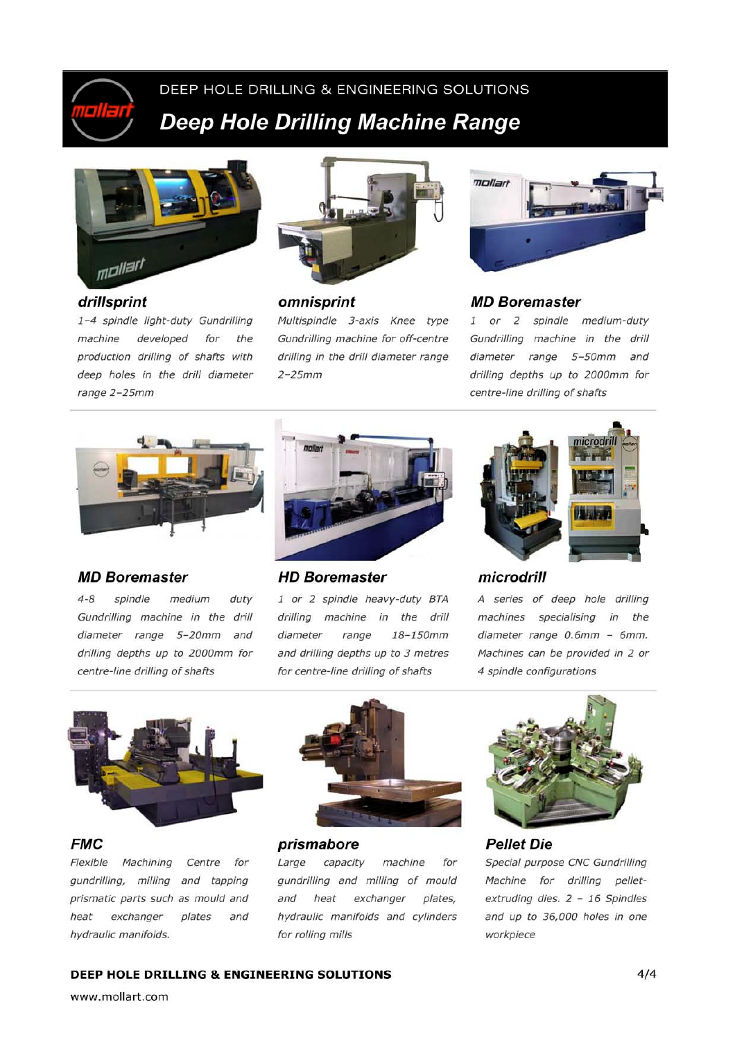DEEP HOLE DRILLING & ENGINEERING SOLUTIONS

# Deep Hole Drilling Machine Range

### *drillsprint*

*1–4 spindle light-duty Gundrilling machine developed for the production drilling of shafts with deep holes in the drill diameter range 2–25mm*

### *omnisprint*

*Multispindle 3-axis Knee type Gundrilling machine for off-centre drilling in the drill diameter range 2–25mm*

### *MD Boremaster*

*1 or 2 spindle medium-duty Gundrilling machine in the drill diameter range 5–50mm and drilling depths up to 2000mm for centre-line drilling of shafts*

### *MD Boremaster*

*4-8 spindle medium duty Gundrilling machine in the drill diameter range 5–20mm and drilling depths up to 2000mm for centre-line drilling of shafts*

### *HD Boremaster*

*1 or 2 spindle heavy-duty BTA drilling machine in the drill diameter range 18–150mm and drilling depths up to 3 metres for centre-line drilling of shafts*

### *microdrill*

*A series of deep hole drilling machines specialising in the diameter range 0.6mm – 6mm. Machines can be provided in 2 or 4 spindle configurations*

### *FMC*

*Flexible Machining Centre for gundrilling, milling and tapping prismatic parts such as mould and heat exchanger plates and hydraulic manifolds.*

### *prismabore*

*Large capacity machine for gundrilling and milling of mould and heat exchanger plates, hydraulic manifolds and cylinders for rolling mills*

### *Pellet Die*

*Special purpose CNC Gundrilling Machine for drilling pellet-extruding dies. 2 – 16 Spindles and up to 36,000 holes in one workpiece*

**DEEP HOLE DRILLING & ENGINEERING SOLUTIONS**

www.mollart.com